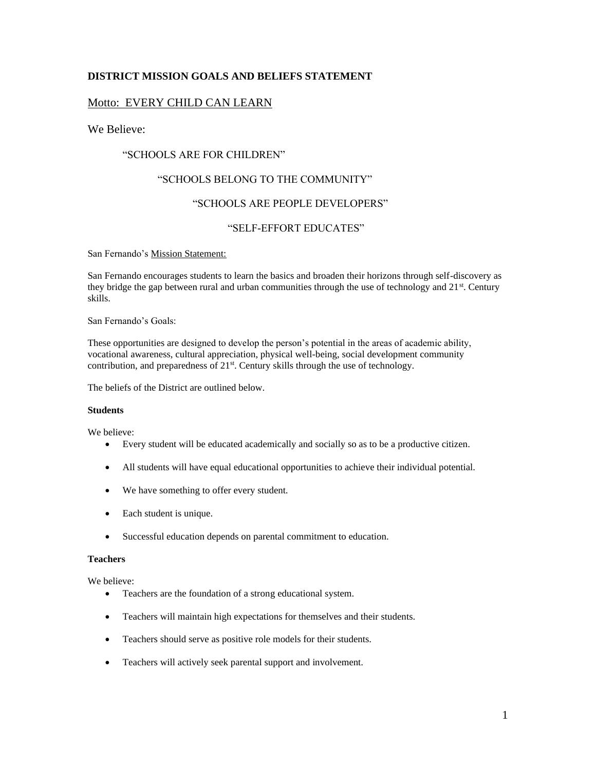## DISTRICT MISSION GOALS AND BELIEFS STATEMENT

Motto: EVERY CHILD CAN LEARN

We Believe:

"SCHOOLS ARE FOR CHILDREN"

"SCHOOLS BELONG TO THE COMMUNITY"

"SCHOOLS ARE PEOPLE DEVELOPERS"

"SELF-EFFORT EDUCATES"

San Fernando's Mission Statement:

San Fernando encourages students to learn the basics and broaden their horizons through self-discovery as they bridge the gap between rural and urban communities through the use of technology and 21st. Century skills.

San Fernando's Goals:

These opportunities are designed to develop the person's potential in the areas of academic ability, vocational awareness, cultural appreciation, physical well-being, social development community contribution, and preparedness of 21st. Century skills through the use of technology.

The beliefs of the District are outlined below.

**Students**

We believe:

- Every student will be educated academically and socially so as to be a productive citizen.
- All students will have equal educational opportunities to achieve their individual potential.
- We have something to offer every student.
- Each student is unique.
- Successful education depends on parental commitment to education.

**Teachers**

We believe:

- Teachers are the foundation of a strong educational system.
- Teachers will maintain high expectations for themselves and their students.
- Teachers should serve as positive role models for their students.
- Teachers will actively seek parental support and involvement.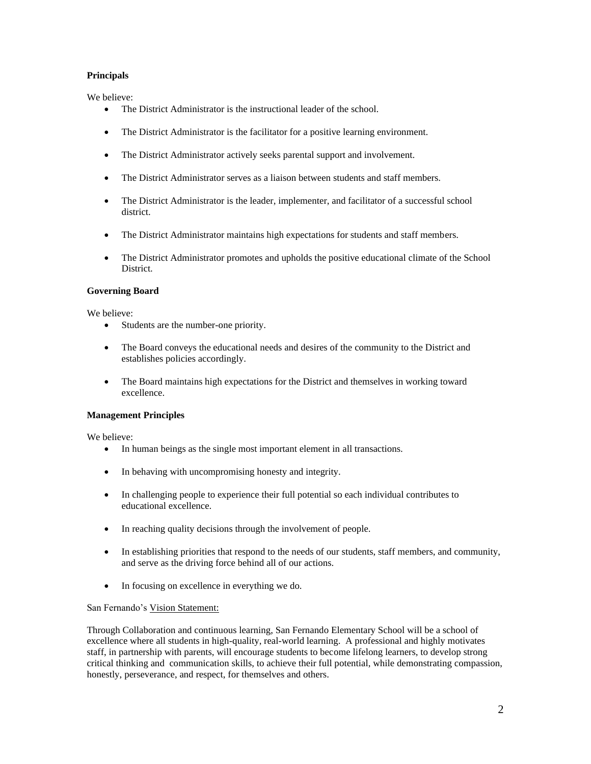**Principals**

We believe:

- The District Administrator is the instructional leader of the school.
- The District Administrator is the facilitator for a positive learning environment.
- The District Administrator actively seeks parental support and involvement.
- The District Administrator serves as a liaison between students and staff members.
- The District Administrator is the leader, implementer, and facilitator of a successful school district.
- The District Administrator maintains high expectations for students and staff members.
- The District Administrator promotes and upholds the positive educational climate of the School District.

**Governing Board**

We believe:

- Students are the number-one priority.
- The Board conveys the educational needs and desires of the community to the District and establishes policies accordingly.
- The Board maintains high expectations for the District and themselves in working toward excellence.

**Management Principles**

We believe:

- In human beings as the single most important element in all transactions.
- In behaving with uncompromising honesty and integrity.
- In challenging people to experience their full potential so each individual contributes to educational excellence.
- In reaching quality decisions through the involvement of people.
- In establishing priorities that respond to the needs of our students, staff members, and community, and serve as the driving force behind all of our actions.
- In focusing on excellence in everything we do.

San Fernando's Vision Statement:

Through Collaboration and continuous learning, San Fernando Elementary School will be a school of excellence where all students in high-quality, real-world learning. A professional and highly motivates staff, in partnership with parents, will encourage students to become lifelong learners, to develop strong critical thinking and communication skills, to achieve their full potential, while demonstrating compassion, honestly, perseverance, and respect, for themselves and others.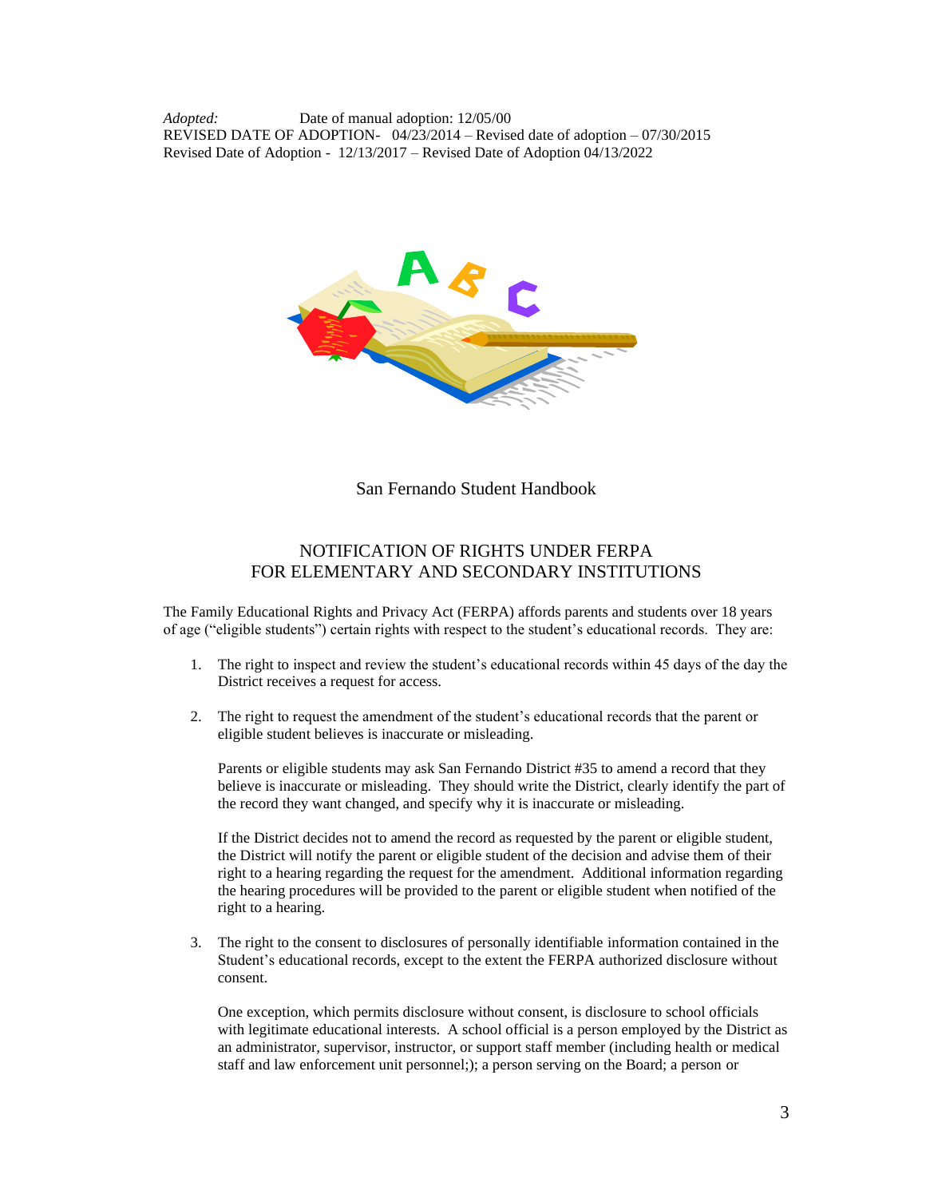*Adopted:* Date of manual adoption: 12/05/00
REVISED DATE OF ADOPTION- 04/23/2014 – Revised date of adoption – 07/30/2015
Revised Date of Adoption - 12/13/2017 – Revised Date of Adoption 04/13/2022

San Fernando Student Handbook

## NOTIFICATION OF RIGHTS UNDER FERPA FOR ELEMENTARY AND SECONDARY INSTITUTIONS

The Family Educational Rights and Privacy Act (FERPA) affords parents and students over 18 years of age ("eligible students") certain rights with respect to the student's educational records. They are:

1. The right to inspect and review the student's educational records within 45 days of the day the District receives a request for access.

2. The right to request the amendment of the student's educational records that the parent or eligible student believes is inaccurate or misleading.

   Parents or eligible students may ask San Fernando District #35 to amend a record that they believe is inaccurate or misleading. They should write the District, clearly identify the part of the record they want changed, and specify why it is inaccurate or misleading.

   If the District decides not to amend the record as requested by the parent or eligible student, the District will notify the parent or eligible student of the decision and advise them of their right to a hearing regarding the request for the amendment. Additional information regarding the hearing procedures will be provided to the parent or eligible student when notified of the right to a hearing.

3. The right to the consent to disclosures of personally identifiable information contained in the Student's educational records, except to the extent the FERPA authorized disclosure without consent.

   One exception, which permits disclosure without consent, is disclosure to school officials with legitimate educational interests. A school official is a person employed by the District as an administrator, supervisor, instructor, or support staff member (including health or medical staff and law enforcement unit personnel;); a person serving on the Board; a person or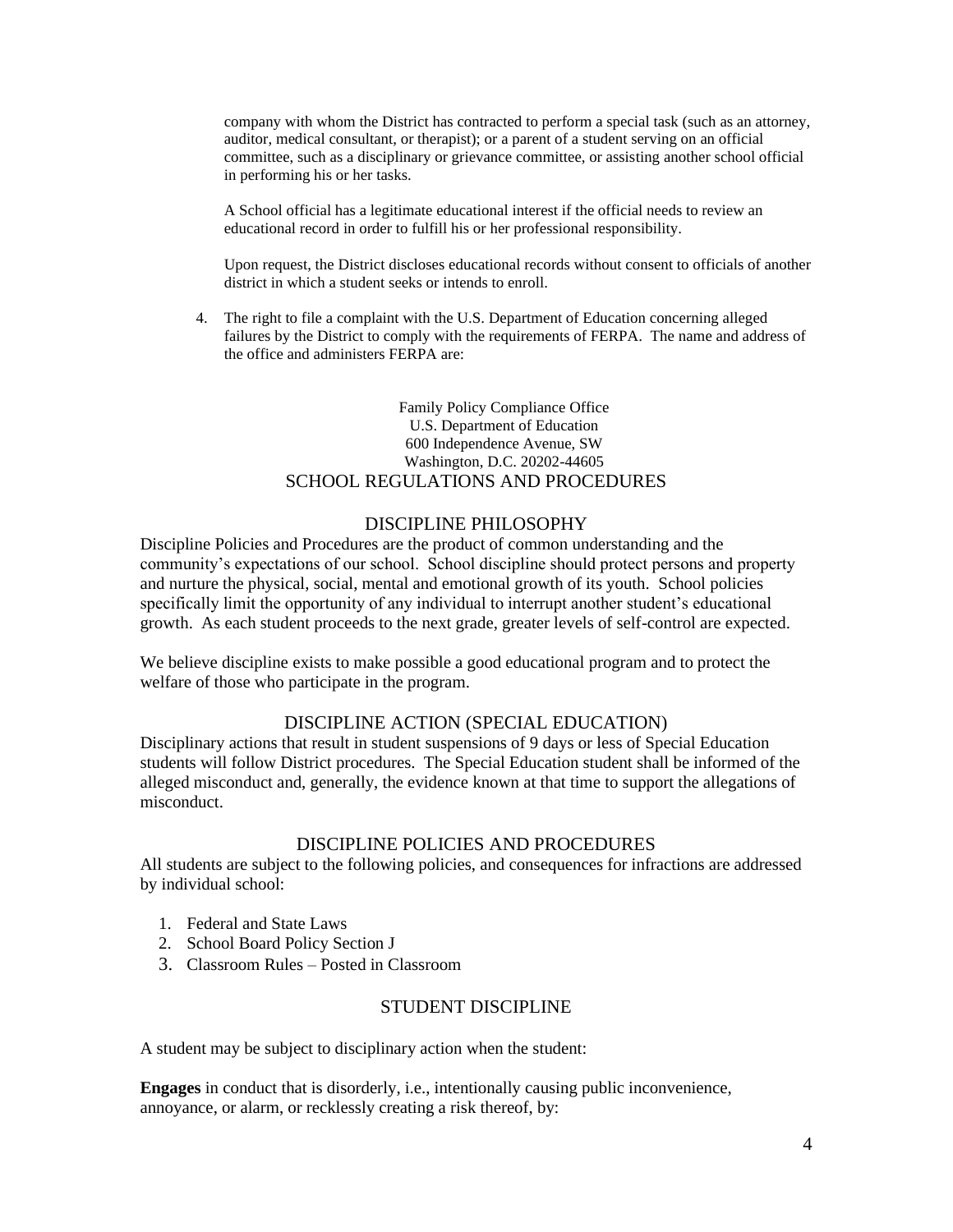company with whom the District has contracted to perform a special task (such as an attorney, auditor, medical consultant, or therapist); or a parent of a student serving on an official committee, such as a disciplinary or grievance committee, or assisting another school official in performing his or her tasks.

A School official has a legitimate educational interest if the official needs to review an educational record in order to fulfill his or her professional responsibility.

Upon request, the District discloses educational records without consent to officials of another district in which a student seeks or intends to enroll.

4. The right to file a complaint with the U.S. Department of Education concerning alleged failures by the District to comply with the requirements of FERPA. The name and address of the office and administers FERPA are:

Family Policy Compliance Office
U.S. Department of Education
600 Independence Avenue, SW
Washington, D.C. 20202-44605

## SCHOOL REGULATIONS AND PROCEDURES

### DISCIPLINE PHILOSOPHY

Discipline Policies and Procedures are the product of common understanding and the community's expectations of our school. School discipline should protect persons and property and nurture the physical, social, mental and emotional growth of its youth. School policies specifically limit the opportunity of any individual to interrupt another student's educational growth. As each student proceeds to the next grade, greater levels of self-control are expected.

We believe discipline exists to make possible a good educational program and to protect the welfare of those who participate in the program.

### DISCIPLINE ACTION (SPECIAL EDUCATION)

Disciplinary actions that result in student suspensions of 9 days or less of Special Education students will follow District procedures. The Special Education student shall be informed of the alleged misconduct and, generally, the evidence known at that time to support the allegations of misconduct.

### DISCIPLINE POLICIES AND PROCEDURES

All students are subject to the following policies, and consequences for infractions are addressed by individual school:

1. Federal and State Laws
2. School Board Policy Section J
3. Classroom Rules – Posted in Classroom

### STUDENT DISCIPLINE

A student may be subject to disciplinary action when the student:

**Engages** in conduct that is disorderly, i.e., intentionally causing public inconvenience, annoyance, or alarm, or recklessly creating a risk thereof, by: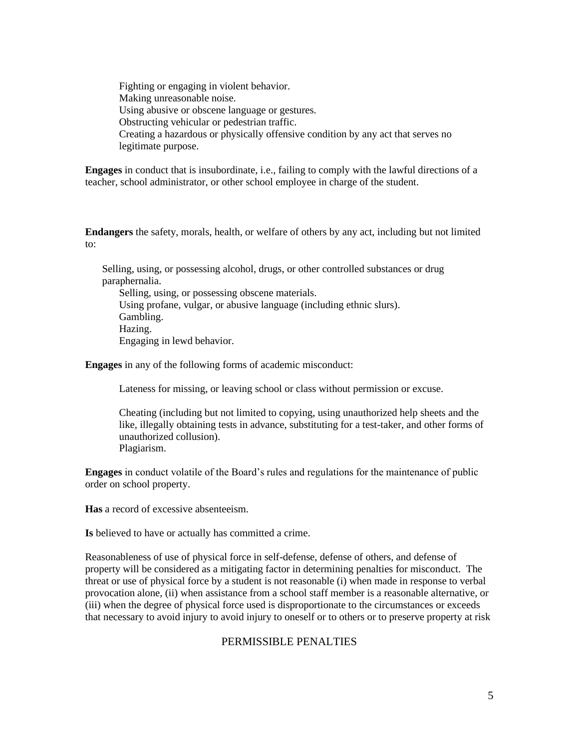Fighting or engaging in violent behavior.
Making unreasonable noise.
Using abusive or obscene language or gestures.
Obstructing vehicular or pedestrian traffic.
Creating a hazardous or physically offensive condition by any act that serves no legitimate purpose.

**Engages** in conduct that is insubordinate, i.e., failing to comply with the lawful directions of a teacher, school administrator, or other school employee in charge of the student.

**Endangers** the safety, morals, health, or welfare of others by any act, including but not limited to:

Selling, using, or possessing alcohol, drugs, or other controlled substances or drug paraphernalia.
Selling, using, or possessing obscene materials.
Using profane, vulgar, or abusive language (including ethnic slurs).
Gambling.
Hazing.
Engaging in lewd behavior.

**Engages** in any of the following forms of academic misconduct:

Lateness for missing, or leaving school or class without permission or excuse.

Cheating (including but not limited to copying, using unauthorized help sheets and the like, illegally obtaining tests in advance, substituting for a test-taker, and other forms of unauthorized collusion).
Plagiarism.

**Engages** in conduct volatile of the Board's rules and regulations for the maintenance of public order on school property.

**Has** a record of excessive absenteeism.

**Is** believed to have or actually has committed a crime.

Reasonableness of use of physical force in self-defense, defense of others, and defense of property will be considered as a mitigating factor in determining penalties for misconduct. The threat or use of physical force by a student is not reasonable (i) when made in response to verbal provocation alone, (ii) when assistance from a school staff member is a reasonable alternative, or (iii) when the degree of physical force used is disproportionate to the circumstances or exceeds that necessary to avoid injury to avoid injury to oneself or to others or to preserve property at risk

## PERMISSIBLE PENALTIES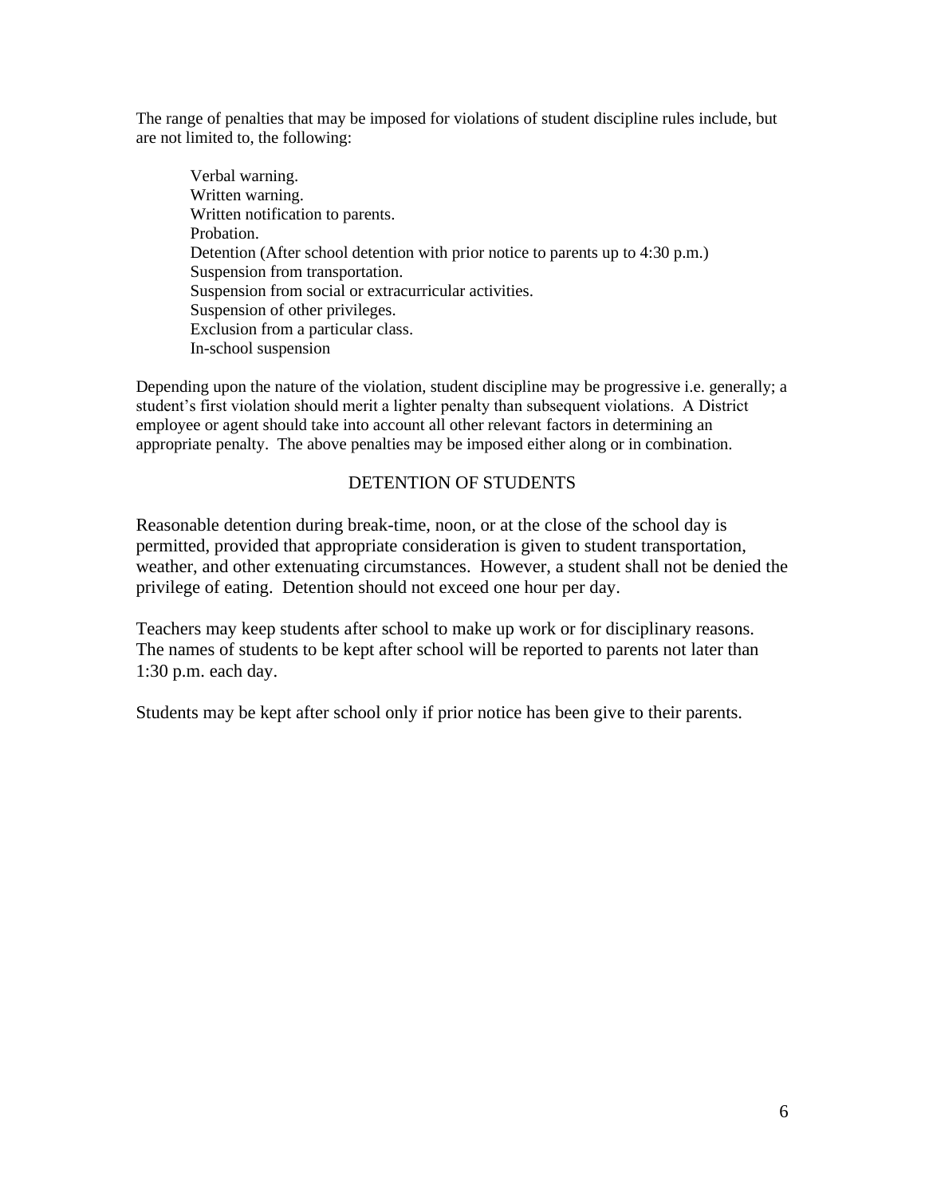The range of penalties that may be imposed for violations of student discipline rules include, but are not limited to, the following:

- Verbal warning.
- Written warning.
- Written notification to parents.
- Probation.
- Detention (After school detention with prior notice to parents up to 4:30 p.m.)
- Suspension from transportation.
- Suspension from social or extracurricular activities.
- Suspension of other privileges.
- Exclusion from a particular class.
- In-school suspension

Depending upon the nature of the violation, student discipline may be progressive i.e. generally; a student's first violation should merit a lighter penalty than subsequent violations. A District employee or agent should take into account all other relevant factors in determining an appropriate penalty. The above penalties may be imposed either along or in combination.

## DETENTION OF STUDENTS

Reasonable detention during break-time, noon, or at the close of the school day is permitted, provided that appropriate consideration is given to student transportation, weather, and other extenuating circumstances. However, a student shall not be denied the privilege of eating. Detention should not exceed one hour per day.

Teachers may keep students after school to make up work or for disciplinary reasons. The names of students to be kept after school will be reported to parents not later than 1:30 p.m. each day.

Students may be kept after school only if prior notice has been give to their parents.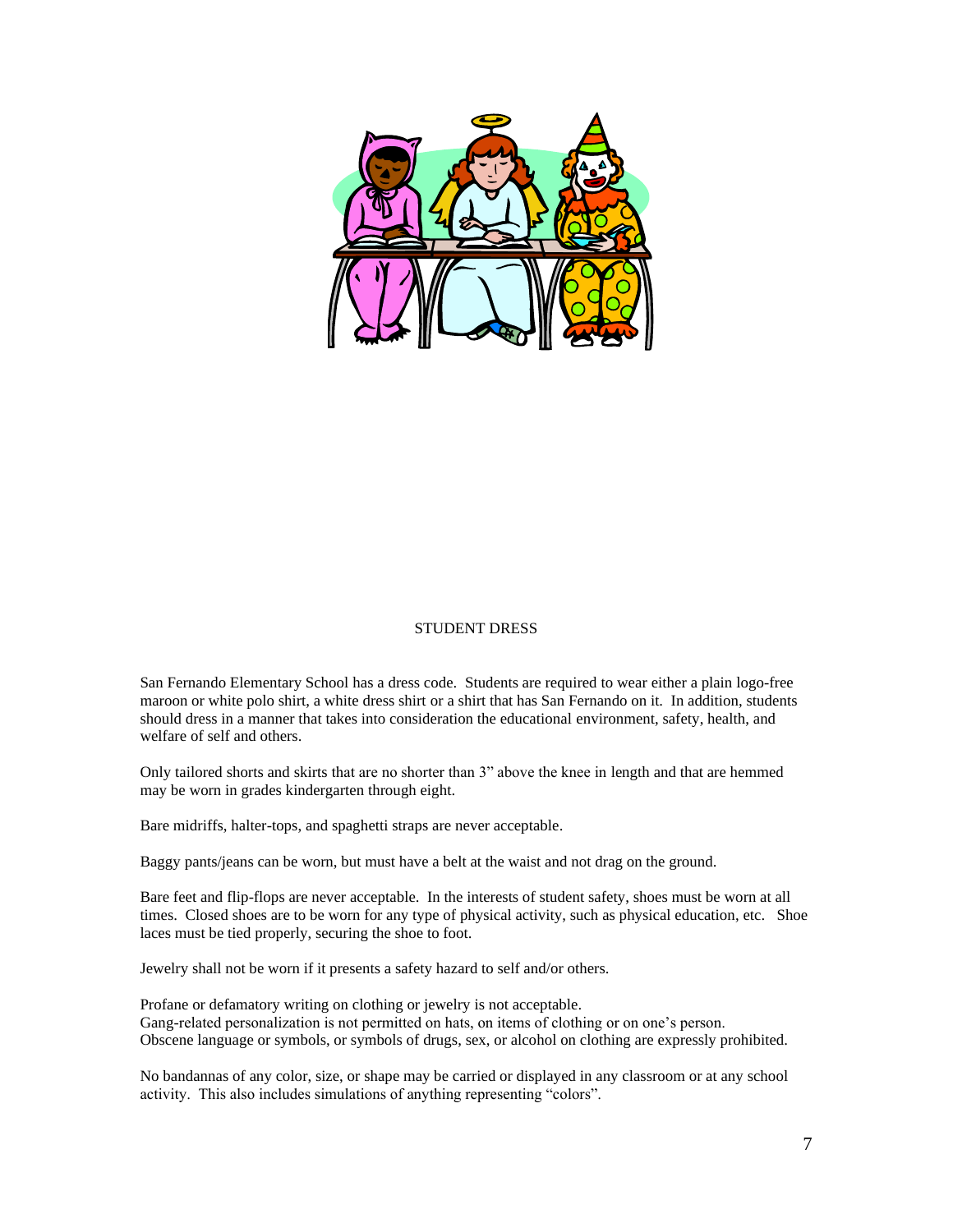## STUDENT DRESS

San Fernando Elementary School has a dress code. Students are required to wear either a plain logo-free maroon or white polo shirt, a white dress shirt or a shirt that has San Fernando on it. In addition, students should dress in a manner that takes into consideration the educational environment, safety, health, and welfare of self and others.

Only tailored shorts and skirts that are no shorter than 3" above the knee in length and that are hemmed may be worn in grades kindergarten through eight.

Bare midriffs, halter-tops, and spaghetti straps are never acceptable.

Baggy pants/jeans can be worn, but must have a belt at the waist and not drag on the ground.

Bare feet and flip-flops are never acceptable. In the interests of student safety, shoes must be worn at all times. Closed shoes are to be worn for any type of physical activity, such as physical education, etc. Shoe laces must be tied properly, securing the shoe to foot.

Jewelry shall not be worn if it presents a safety hazard to self and/or others.

Profane or defamatory writing on clothing or jewelry is not acceptable.
Gang-related personalization is not permitted on hats, on items of clothing or on one's person.
Obscene language or symbols, or symbols of drugs, sex, or alcohol on clothing are expressly prohibited.

No bandannas of any color, size, or shape may be carried or displayed in any classroom or at any school activity. This also includes simulations of anything representing "colors".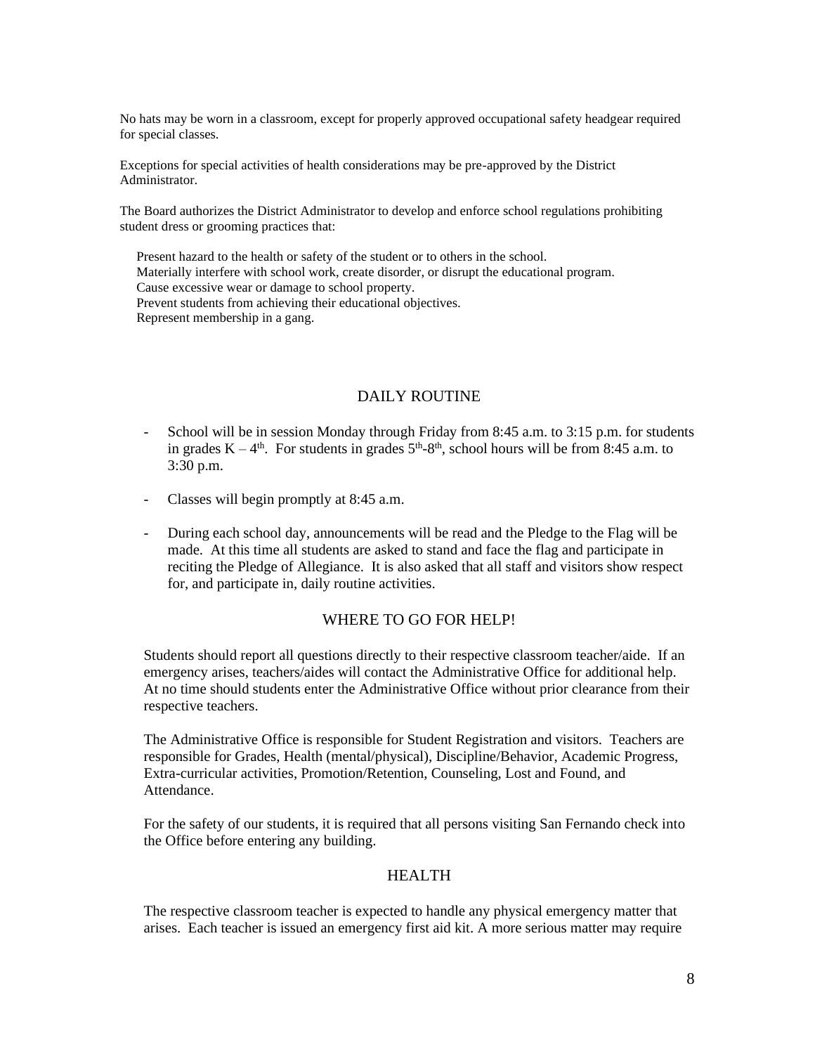No hats may be worn in a classroom, except for properly approved occupational safety headgear required for special classes.

Exceptions for special activities of health considerations may be pre-approved by the District Administrator.

The Board authorizes the District Administrator to develop and enforce school regulations prohibiting student dress or grooming practices that:

Present hazard to the health or safety of the student or to others in the school.
Materially interfere with school work, create disorder, or disrupt the educational program.
Cause excessive wear or damage to school property.
Prevent students from achieving their educational objectives.
Represent membership in a gang.

## DAILY ROUTINE

- School will be in session Monday through Friday from 8:45 a.m. to 3:15 p.m. for students in grades K – 4th. For students in grades 5th-8th, school hours will be from 8:45 a.m. to 3:30 p.m.
- Classes will begin promptly at 8:45 a.m.
- During each school day, announcements will be read and the Pledge to the Flag will be made. At this time all students are asked to stand and face the flag and participate in reciting the Pledge of Allegiance. It is also asked that all staff and visitors show respect for, and participate in, daily routine activities.

## WHERE TO GO FOR HELP!

Students should report all questions directly to their respective classroom teacher/aide. If an emergency arises, teachers/aides will contact the Administrative Office for additional help. At no time should students enter the Administrative Office without prior clearance from their respective teachers.

The Administrative Office is responsible for Student Registration and visitors. Teachers are responsible for Grades, Health (mental/physical), Discipline/Behavior, Academic Progress, Extra-curricular activities, Promotion/Retention, Counseling, Lost and Found, and Attendance.

For the safety of our students, it is required that all persons visiting San Fernando check into the Office before entering any building.

## HEALTH

The respective classroom teacher is expected to handle any physical emergency matter that arises. Each teacher is issued an emergency first aid kit. A more serious matter may require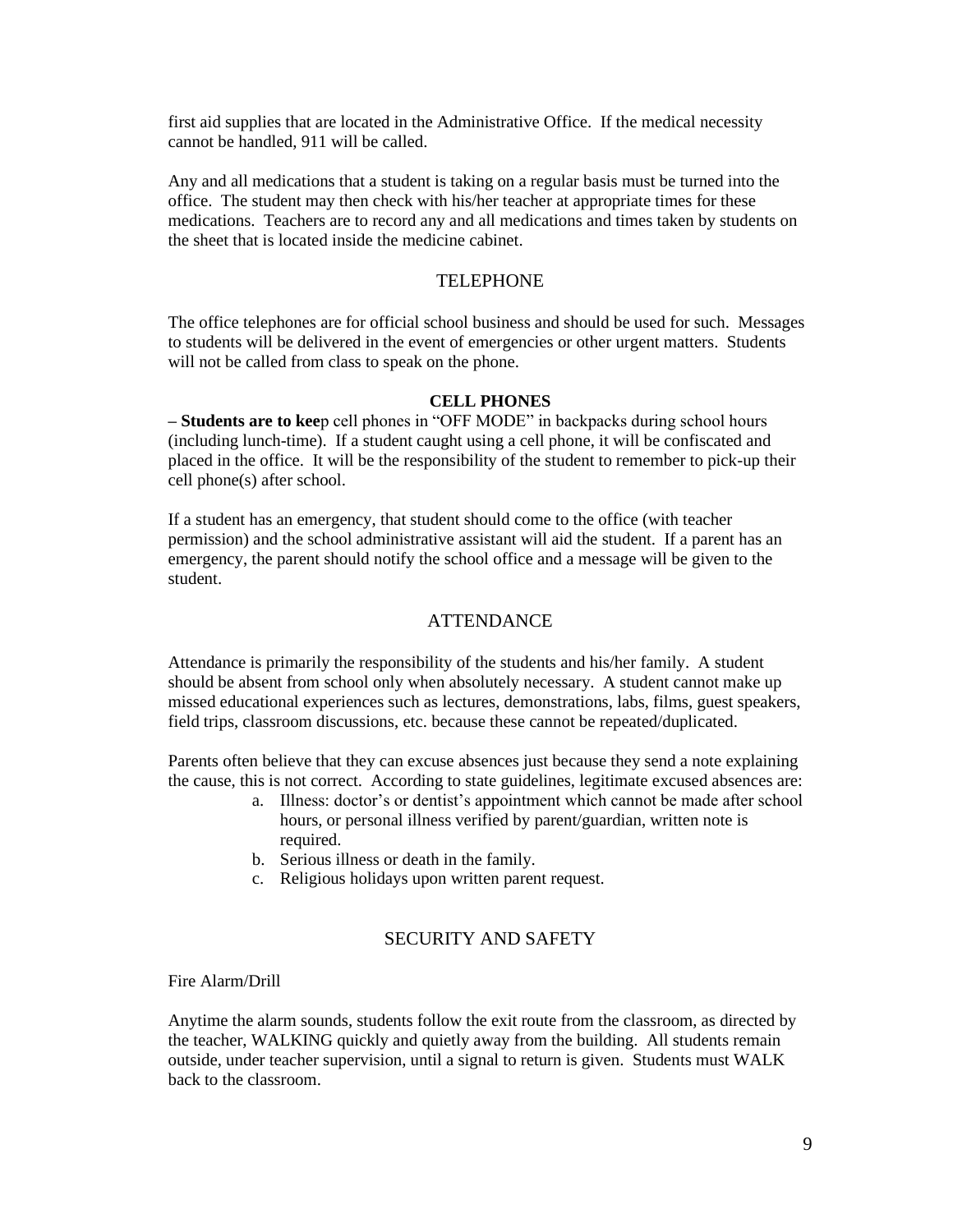first aid supplies that are located in the Administrative Office. If the medical necessity cannot be handled, 911 will be called.

Any and all medications that a student is taking on a regular basis must be turned into the office. The student may then check with his/her teacher at appropriate times for these medications. Teachers are to record any and all medications and times taken by students on the sheet that is located inside the medicine cabinet.

## TELEPHONE

The office telephones are for official school business and should be used for such. Messages to students will be delivered in the event of emergencies or other urgent matters. Students will not be called from class to speak on the phone.

### CELL PHONES

**– Students are to kee**p cell phones in "OFF MODE" in backpacks during school hours (including lunch-time). If a student caught using a cell phone, it will be confiscated and placed in the office. It will be the responsibility of the student to remember to pick-up their cell phone(s) after school.

If a student has an emergency, that student should come to the office (with teacher permission) and the school administrative assistant will aid the student. If a parent has an emergency, the parent should notify the school office and a message will be given to the student.

## ATTENDANCE

Attendance is primarily the responsibility of the students and his/her family. A student should be absent from school only when absolutely necessary. A student cannot make up missed educational experiences such as lectures, demonstrations, labs, films, guest speakers, field trips, classroom discussions, etc. because these cannot be repeated/duplicated.

Parents often believe that they can excuse absences just because they send a note explaining the cause, this is not correct. According to state guidelines, legitimate excused absences are:

a. Illness: doctor's or dentist's appointment which cannot be made after school hours, or personal illness verified by parent/guardian, written note is required.
b. Serious illness or death in the family.
c. Religious holidays upon written parent request.

## SECURITY AND SAFETY

Fire Alarm/Drill

Anytime the alarm sounds, students follow the exit route from the classroom, as directed by the teacher, WALKING quickly and quietly away from the building. All students remain outside, under teacher supervision, until a signal to return is given. Students must WALK back to the classroom.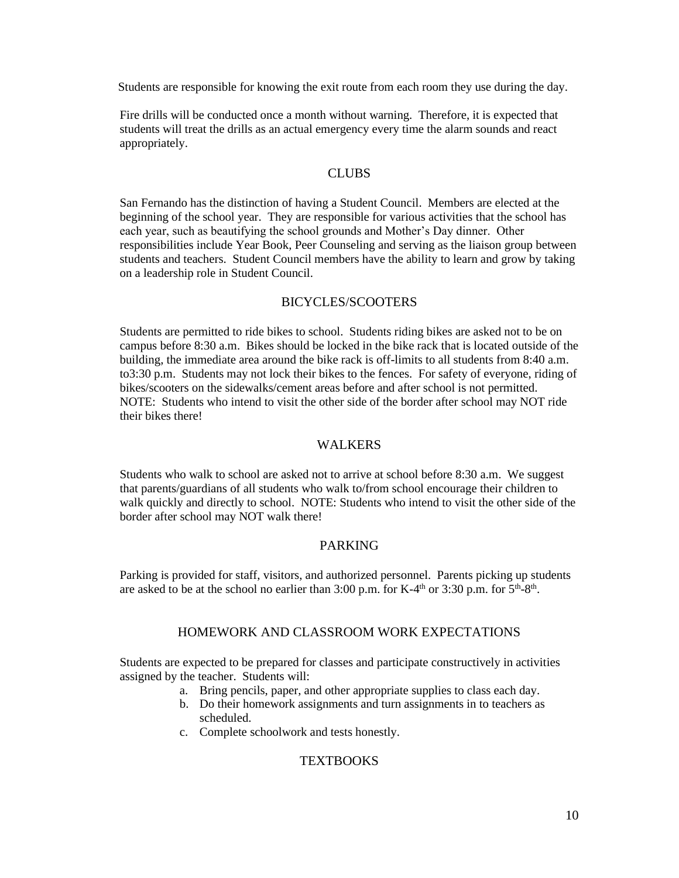Students are responsible for knowing the exit route from each room they use during the day.

Fire drills will be conducted once a month without warning. Therefore, it is expected that students will treat the drills as an actual emergency every time the alarm sounds and react appropriately.

## CLUBS

San Fernando has the distinction of having a Student Council. Members are elected at the beginning of the school year. They are responsible for various activities that the school has each year, such as beautifying the school grounds and Mother's Day dinner. Other responsibilities include Year Book, Peer Counseling and serving as the liaison group between students and teachers. Student Council members have the ability to learn and grow by taking on a leadership role in Student Council.

## BICYCLES/SCOOTERS

Students are permitted to ride bikes to school. Students riding bikes are asked not to be on campus before 8:30 a.m. Bikes should be locked in the bike rack that is located outside of the building, the immediate area around the bike rack is off-limits to all students from 8:40 a.m. to3:30 p.m. Students may not lock their bikes to the fences. For safety of everyone, riding of bikes/scooters on the sidewalks/cement areas before and after school is not permitted. NOTE: Students who intend to visit the other side of the border after school may NOT ride their bikes there!

## WALKERS

Students who walk to school are asked not to arrive at school before 8:30 a.m. We suggest that parents/guardians of all students who walk to/from school encourage their children to walk quickly and directly to school. NOTE: Students who intend to visit the other side of the border after school may NOT walk there!

## PARKING

Parking is provided for staff, visitors, and authorized personnel. Parents picking up students are asked to be at the school no earlier than 3:00 p.m. for K-4th or 3:30 p.m. for 5th-8th.

## HOMEWORK AND CLASSROOM WORK EXPECTATIONS

Students are expected to be prepared for classes and participate constructively in activities assigned by the teacher. Students will:

a. Bring pencils, paper, and other appropriate supplies to class each day.
b. Do their homework assignments and turn assignments in to teachers as scheduled.
c. Complete schoolwork and tests honestly.

## TEXTBOOKS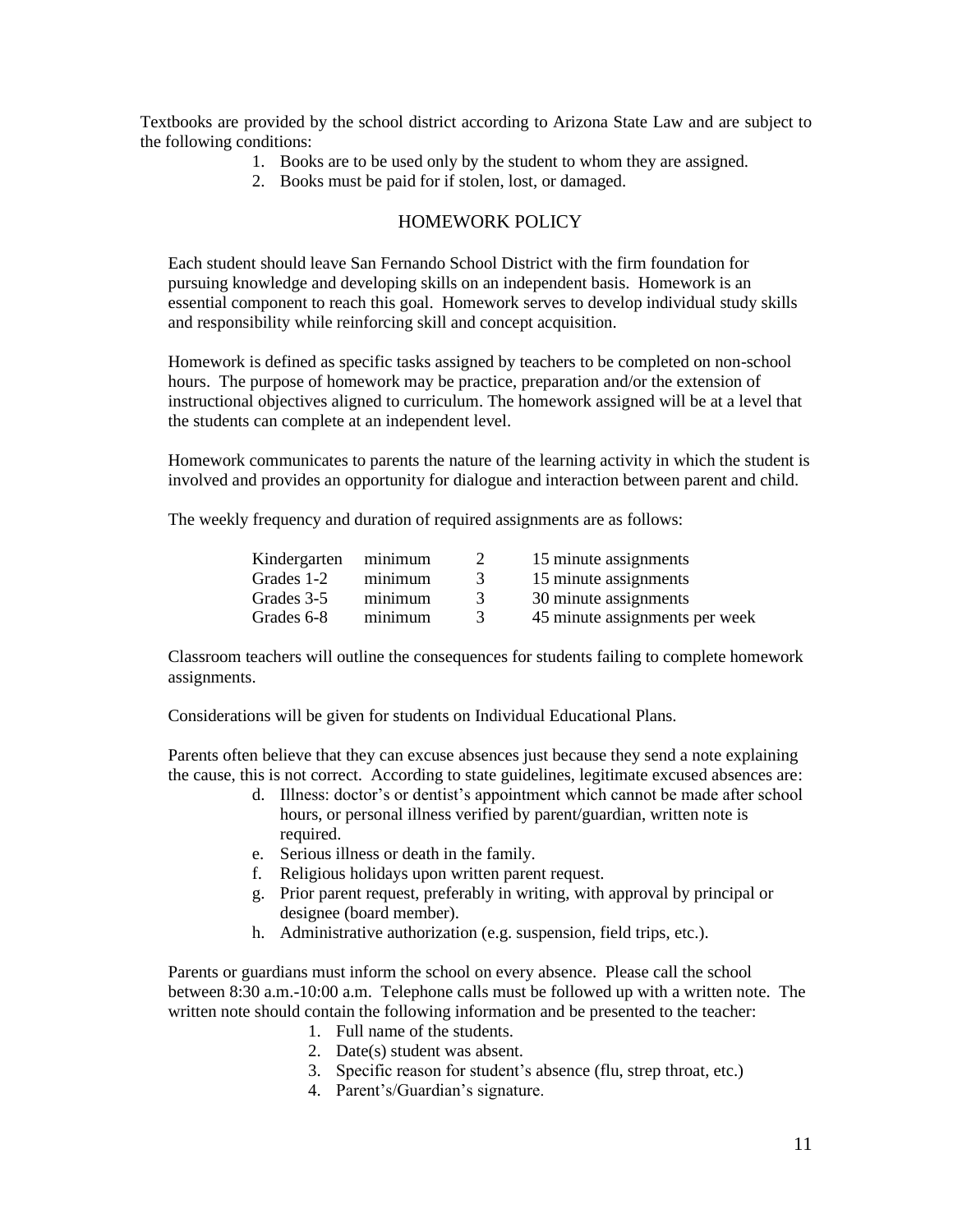Textbooks are provided by the school district according to Arizona State Law and are subject to the following conditions:

1. Books are to be used only by the student to whom they are assigned.
2. Books must be paid for if stolen, lost, or damaged.

## HOMEWORK POLICY

Each student should leave San Fernando School District with the firm foundation for pursuing knowledge and developing skills on an independent basis. Homework is an essential component to reach this goal. Homework serves to develop individual study skills and responsibility while reinforcing skill and concept acquisition.

Homework is defined as specific tasks assigned by teachers to be completed on non-school hours. The purpose of homework may be practice, preparation and/or the extension of instructional objectives aligned to curriculum. The homework assigned will be at a level that the students can complete at an independent level.

Homework communicates to parents the nature of the learning activity in which the student is involved and provides an opportunity for dialogue and interaction between parent and child.

The weekly frequency and duration of required assignments are as follows:

| | | | |
|---|---|---|---|
| Kindergarten | minimum | 2 | 15 minute assignments |
| Grades 1-2 | minimum | 3 | 15 minute assignments |
| Grades 3-5 | minimum | 3 | 30 minute assignments |
| Grades 6-8 | minimum | 3 | 45 minute assignments per week |

Classroom teachers will outline the consequences for students failing to complete homework assignments.

Considerations will be given for students on Individual Educational Plans.

Parents often believe that they can excuse absences just because they send a note explaining the cause, this is not correct. According to state guidelines, legitimate excused absences are:

d. Illness: doctor's or dentist's appointment which cannot be made after school hours, or personal illness verified by parent/guardian, written note is required.
e. Serious illness or death in the family.
f. Religious holidays upon written parent request.
g. Prior parent request, preferably in writing, with approval by principal or designee (board member).
h. Administrative authorization (e.g. suspension, field trips, etc.).

Parents or guardians must inform the school on every absence. Please call the school between 8:30 a.m.-10:00 a.m. Telephone calls must be followed up with a written note. The written note should contain the following information and be presented to the teacher:

1. Full name of the students.
2. Date(s) student was absent.
3. Specific reason for student's absence (flu, strep throat, etc.)
4. Parent's/Guardian's signature.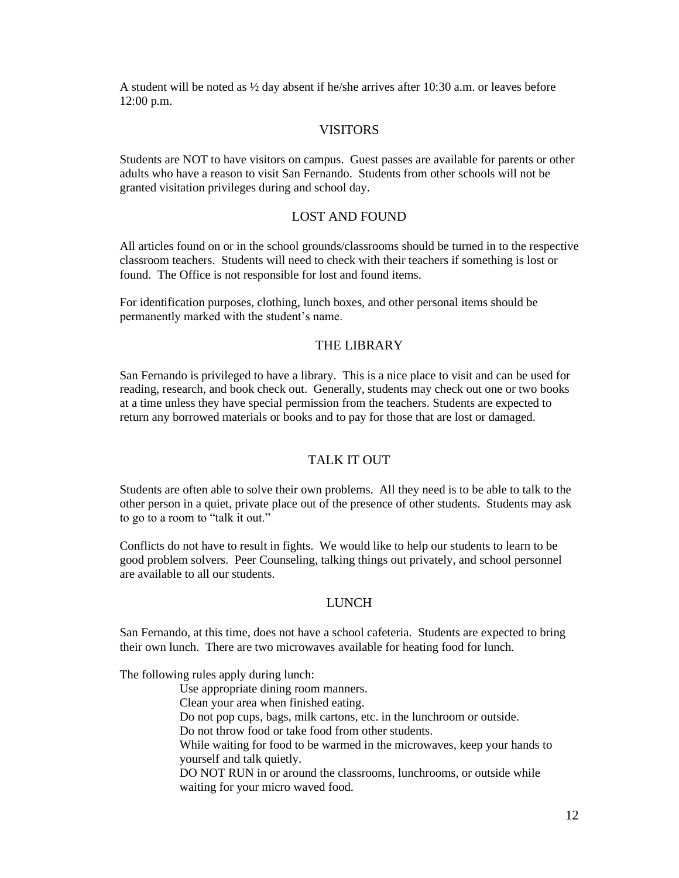A student will be noted as ½ day absent if he/she arrives after 10:30 a.m. or leaves before 12:00 p.m.

## VISITORS

Students are NOT to have visitors on campus. Guest passes are available for parents or other adults who have a reason to visit San Fernando. Students from other schools will not be granted visitation privileges during and school day.

## LOST AND FOUND

All articles found on or in the school grounds/classrooms should be turned in to the respective classroom teachers. Students will need to check with their teachers if something is lost or found. The Office is not responsible for lost and found items.

For identification purposes, clothing, lunch boxes, and other personal items should be permanently marked with the student's name.

## THE LIBRARY

San Fernando is privileged to have a library. This is a nice place to visit and can be used for reading, research, and book check out. Generally, students may check out one or two books at a time unless they have special permission from the teachers. Students are expected to return any borrowed materials or books and to pay for those that are lost or damaged.

## TALK IT OUT

Students are often able to solve their own problems. All they need is to be able to talk to the other person in a quiet, private place out of the presence of other students. Students may ask to go to a room to "talk it out."

Conflicts do not have to result in fights. We would like to help our students to learn to be good problem solvers. Peer Counseling, talking things out privately, and school personnel are available to all our students.

## LUNCH

San Fernando, at this time, does not have a school cafeteria. Students are expected to bring their own lunch. There are two microwaves available for heating food for lunch.

The following rules apply during lunch:

- Use appropriate dining room manners.
- Clean your area when finished eating.
- Do not pop cups, bags, milk cartons, etc. in the lunchroom or outside.
- Do not throw food or take food from other students.
- While waiting for food to be warmed in the microwaves, keep your hands to yourself and talk quietly.
- DO NOT RUN in or around the classrooms, lunchrooms, or outside while waiting for your micro waved food.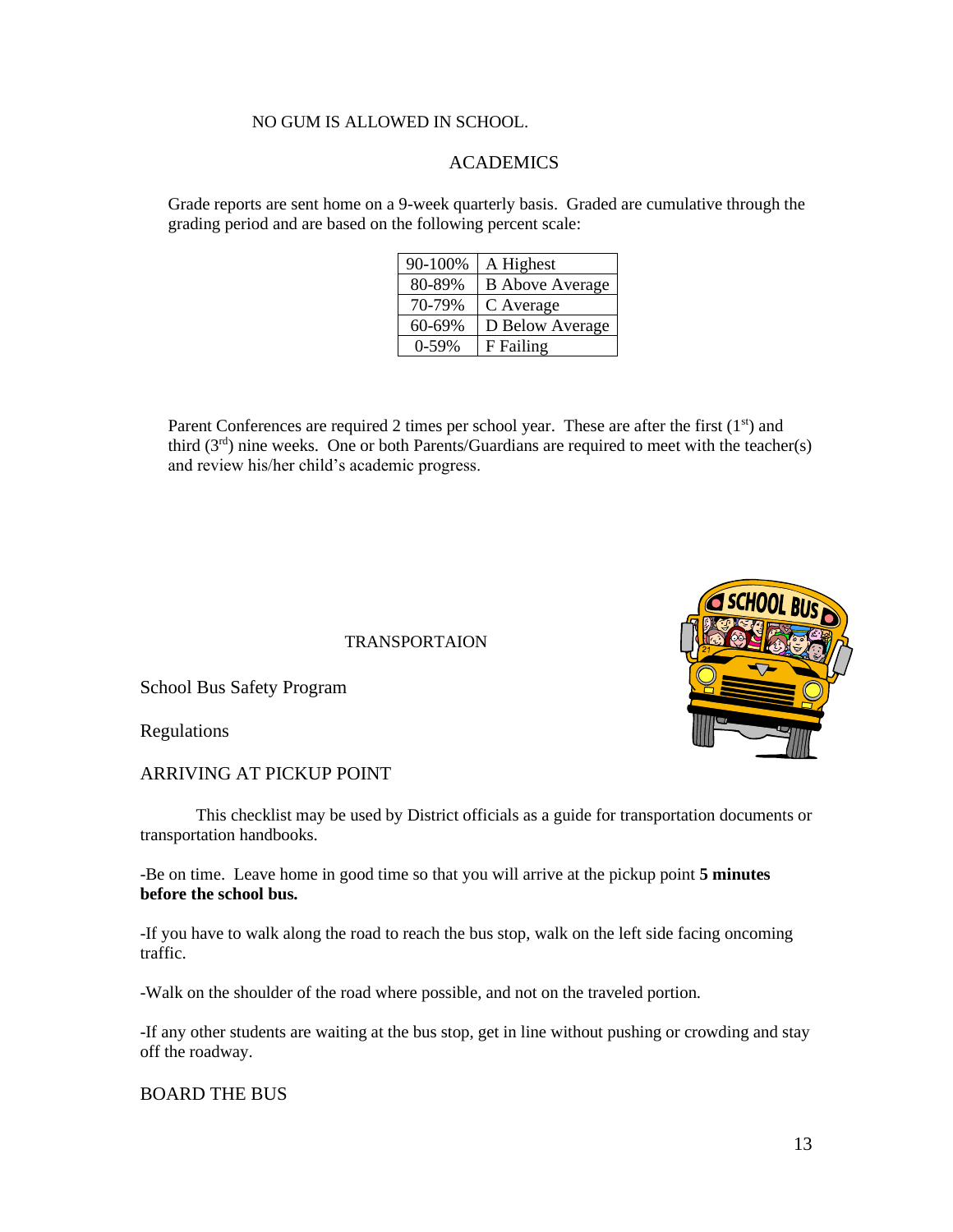NO GUM IS ALLOWED IN SCHOOL.

## ACADEMICS

Grade reports are sent home on a 9-week quarterly basis. Graded are cumulative through the grading period and are based on the following percent scale:

| 90-100% | A Highest |
|---|---|
| 80-89% | B Above Average |
| 70-79% | C Average |
| 60-69% | D Below Average |
| 0-59% | F Failing |

Parent Conferences are required 2 times per school year. These are after the first (1st) and third (3rd) nine weeks. One or both Parents/Guardians are required to meet with the teacher(s) and review his/her child's academic progress.

## TRANSPORTAION

School Bus Safety Program

Regulations

### ARRIVING AT PICKUP POINT

This checklist may be used by District officials as a guide for transportation documents or transportation handbooks.

-Be on time. Leave home in good time so that you will arrive at the pickup point **5 minutes before the school bus.**

-If you have to walk along the road to reach the bus stop, walk on the left side facing oncoming traffic.

-Walk on the shoulder of the road where possible, and not on the traveled portion.

-If any other students are waiting at the bus stop, get in line without pushing or crowding and stay off the roadway.

### BOARD THE BUS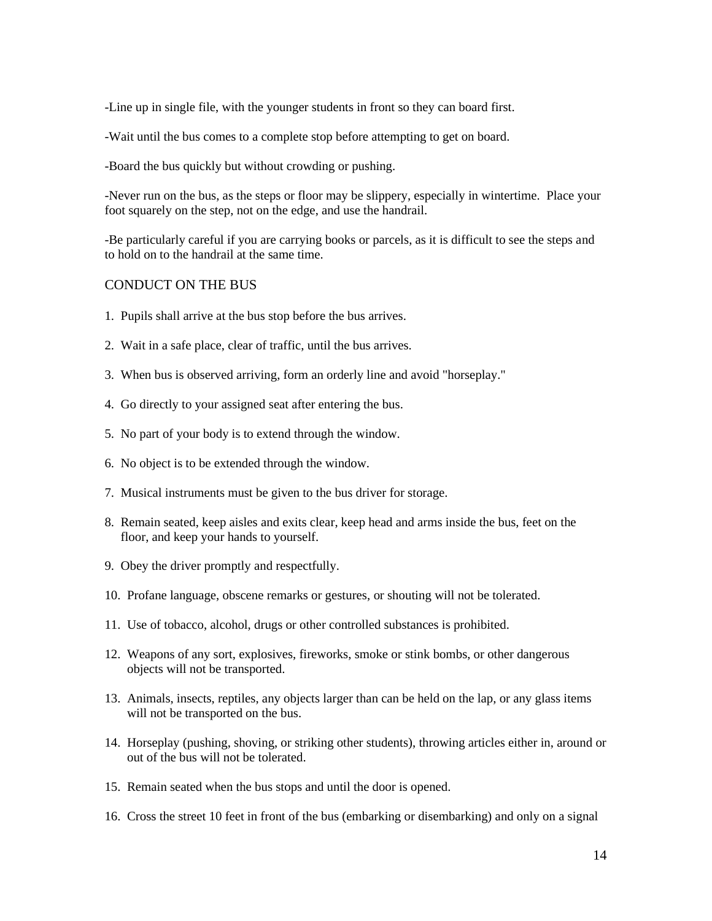-Line up in single file, with the younger students in front so they can board first.

-Wait until the bus comes to a complete stop before attempting to get on board.

-Board the bus quickly but without crowding or pushing.

-Never run on the bus, as the steps or floor may be slippery, especially in wintertime. Place your foot squarely on the step, not on the edge, and use the handrail.

-Be particularly careful if you are carrying books or parcels, as it is difficult to see the steps and to hold on to the handrail at the same time.

## CONDUCT ON THE BUS

1. Pupils shall arrive at the bus stop before the bus arrives.
2. Wait in a safe place, clear of traffic, until the bus arrives.
3. When bus is observed arriving, form an orderly line and avoid "horseplay."
4. Go directly to your assigned seat after entering the bus.
5. No part of your body is to extend through the window.
6. No object is to be extended through the window.
7. Musical instruments must be given to the bus driver for storage.
8. Remain seated, keep aisles and exits clear, keep head and arms inside the bus, feet on the floor, and keep your hands to yourself.
9. Obey the driver promptly and respectfully.
10. Profane language, obscene remarks or gestures, or shouting will not be tolerated.
11. Use of tobacco, alcohol, drugs or other controlled substances is prohibited.
12. Weapons of any sort, explosives, fireworks, smoke or stink bombs, or other dangerous objects will not be transported.
13. Animals, insects, reptiles, any objects larger than can be held on the lap, or any glass items will not be transported on the bus.
14. Horseplay (pushing, shoving, or striking other students), throwing articles either in, around or out of the bus will not be tolerated.
15. Remain seated when the bus stops and until the door is opened.
16. Cross the street 10 feet in front of the bus (embarking or disembarking) and only on a signal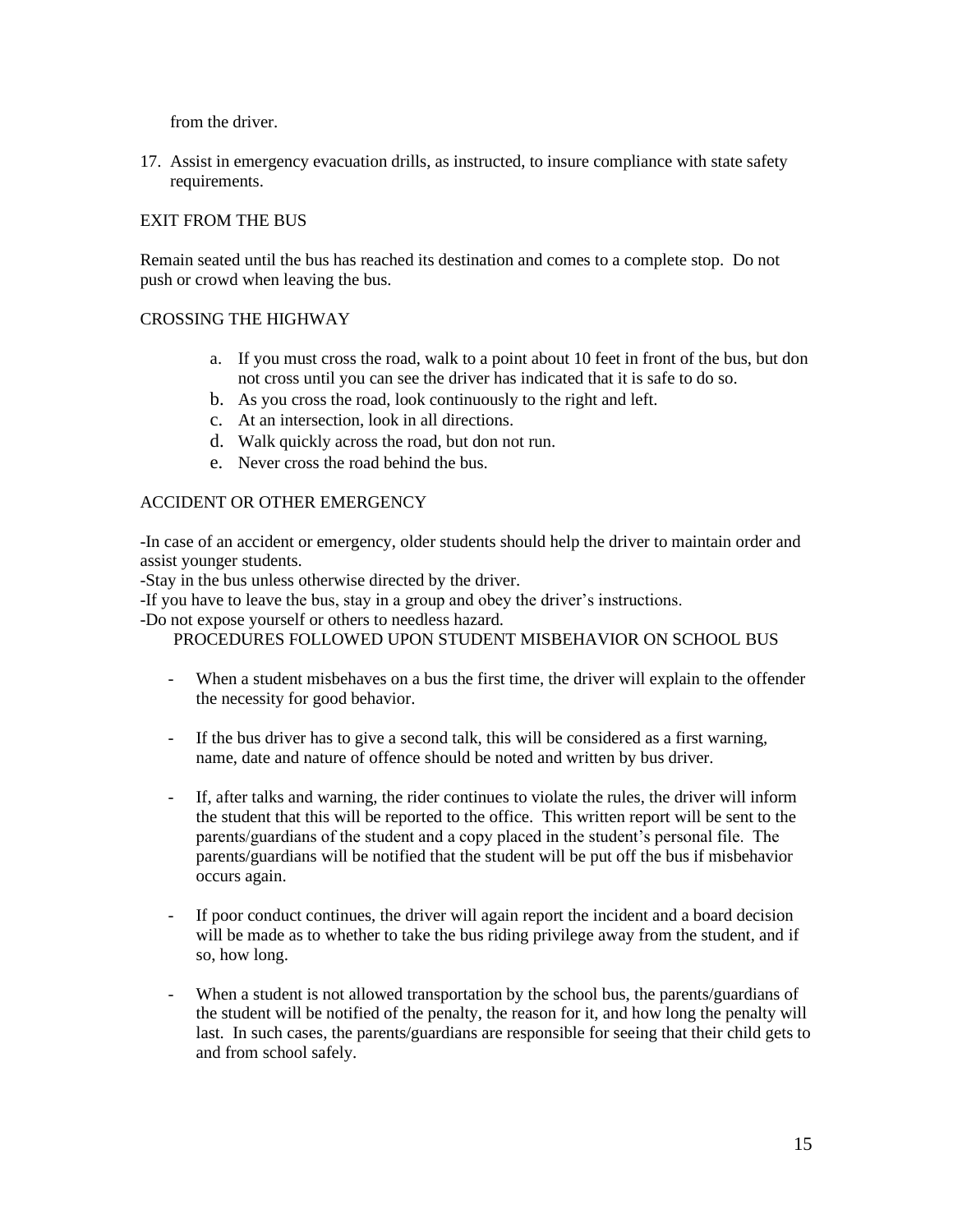from the driver.

17. Assist in emergency evacuation drills, as instructed, to insure compliance with state safety requirements.

EXIT FROM THE BUS

Remain seated until the bus has reached its destination and comes to a complete stop. Do not push or crowd when leaving the bus.

CROSSING THE HIGHWAY

a. If you must cross the road, walk to a point about 10 feet in front of the bus, but don not cross until you can see the driver has indicated that it is safe to do so.
b. As you cross the road, look continuously to the right and left.
c. At an intersection, look in all directions.
d. Walk quickly across the road, but don not run.
e. Never cross the road behind the bus.

ACCIDENT OR OTHER EMERGENCY

-In case of an accident or emergency, older students should help the driver to maintain order and assist younger students.
-Stay in the bus unless otherwise directed by the driver.
-If you have to leave the bus, stay in a group and obey the driver's instructions.
-Do not expose yourself or others to needless hazard.

PROCEDURES FOLLOWED UPON STUDENT MISBEHAVIOR ON SCHOOL BUS

- When a student misbehaves on a bus the first time, the driver will explain to the offender the necessity for good behavior.

- If the bus driver has to give a second talk, this will be considered as a first warning, name, date and nature of offence should be noted and written by bus driver.

- If, after talks and warning, the rider continues to violate the rules, the driver will inform the student that this will be reported to the office. This written report will be sent to the parents/guardians of the student and a copy placed in the student's personal file. The parents/guardians will be notified that the student will be put off the bus if misbehavior occurs again.

- If poor conduct continues, the driver will again report the incident and a board decision will be made as to whether to take the bus riding privilege away from the student, and if so, how long.

- When a student is not allowed transportation by the school bus, the parents/guardians of the student will be notified of the penalty, the reason for it, and how long the penalty will last. In such cases, the parents/guardians are responsible for seeing that their child gets to and from school safely.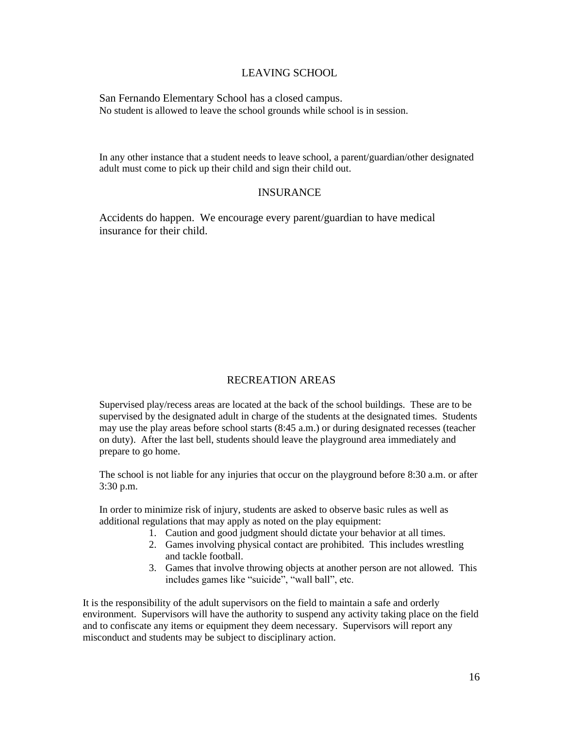## LEAVING SCHOOL

San Fernando Elementary School has a closed campus.
No student is allowed to leave the school grounds while school is in session.

In any other instance that a student needs to leave school, a parent/guardian/other designated adult must come to pick up their child and sign their child out.

## INSURANCE

Accidents do happen. We encourage every parent/guardian to have medical insurance for their child.

## RECREATION AREAS

Supervised play/recess areas are located at the back of the school buildings. These are to be supervised by the designated adult in charge of the students at the designated times. Students may use the play areas before school starts (8:45 a.m.) or during designated recesses (teacher on duty). After the last bell, students should leave the playground area immediately and prepare to go home.

The school is not liable for any injuries that occur on the playground before 8:30 a.m. or after 3:30 p.m.

In order to minimize risk of injury, students are asked to observe basic rules as well as additional regulations that may apply as noted on the play equipment:

1. Caution and good judgment should dictate your behavior at all times.
2. Games involving physical contact are prohibited. This includes wrestling and tackle football.
3. Games that involve throwing objects at another person are not allowed. This includes games like “suicide”, “wall ball”, etc.

It is the responsibility of the adult supervisors on the field to maintain a safe and orderly environment. Supervisors will have the authority to suspend any activity taking place on the field and to confiscate any items or equipment they deem necessary. Supervisors will report any misconduct and students may be subject to disciplinary action.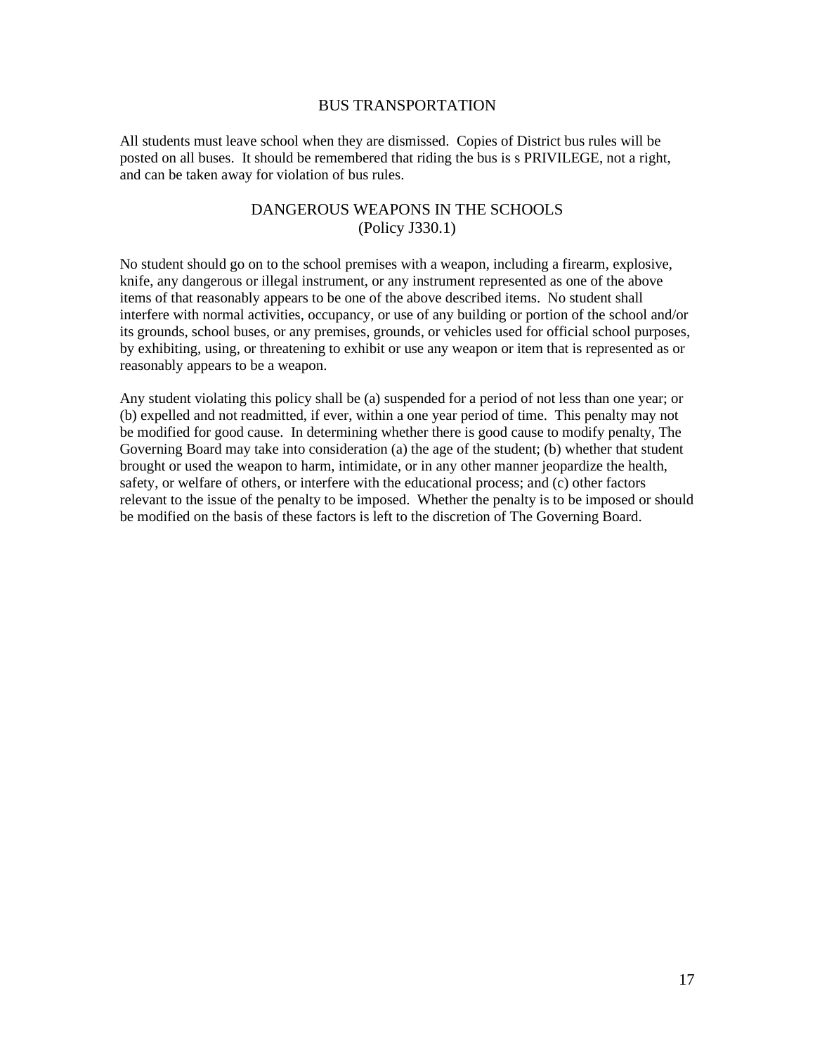## BUS TRANSPORTATION

All students must leave school when they are dismissed. Copies of District bus rules will be posted on all buses. It should be remembered that riding the bus is s PRIVILEGE, not a right, and can be taken away for violation of bus rules.

## DANGEROUS WEAPONS IN THE SCHOOLS
(Policy J330.1)

No student should go on to the school premises with a weapon, including a firearm, explosive, knife, any dangerous or illegal instrument, or any instrument represented as one of the above items of that reasonably appears to be one of the above described items. No student shall interfere with normal activities, occupancy, or use of any building or portion of the school and/or its grounds, school buses, or any premises, grounds, or vehicles used for official school purposes, by exhibiting, using, or threatening to exhibit or use any weapon or item that is represented as or reasonably appears to be a weapon.

Any student violating this policy shall be (a) suspended for a period of not less than one year; or (b) expelled and not readmitted, if ever, within a one year period of time. This penalty may not be modified for good cause. In determining whether there is good cause to modify penalty, The Governing Board may take into consideration (a) the age of the student; (b) whether that student brought or used the weapon to harm, intimidate, or in any other manner jeopardize the health, safety, or welfare of others, or interfere with the educational process; and (c) other factors relevant to the issue of the penalty to be imposed. Whether the penalty is to be imposed or should be modified on the basis of these factors is left to the discretion of The Governing Board.